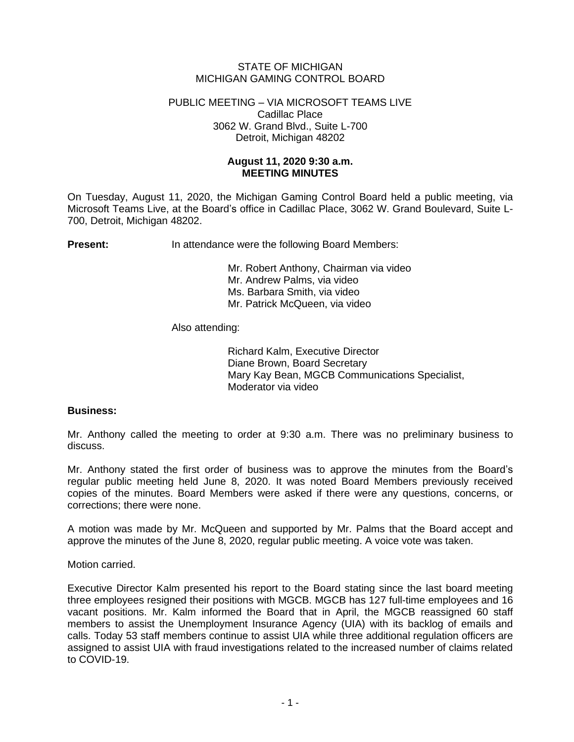STATE OF MICHIGAN
MICHIGAN GAMING CONTROL BOARD

PUBLIC MEETING – VIA MICROSOFT TEAMS LIVE
Cadillac Place
3062 W. Grand Blvd., Suite L-700
Detroit, Michigan 48202

**August 11, 2020 9:30 a.m.**
**MEETING MINUTES**

On Tuesday, August 11, 2020, the Michigan Gaming Control Board held a public meeting, via Microsoft Teams Live, at the Board's office in Cadillac Place, 3062 W. Grand Boulevard, Suite L-700, Detroit, Michigan 48202.

**Present:** In attendance were the following Board Members:

Mr. Robert Anthony, Chairman via video
Mr. Andrew Palms, via video
Ms. Barbara Smith, via video
Mr. Patrick McQueen, via video

Also attending:

Richard Kalm, Executive Director
Diane Brown, Board Secretary
Mary Kay Bean, MGCB Communications Specialist, Moderator via video

**Business:**

Mr. Anthony called the meeting to order at 9:30 a.m. There was no preliminary business to discuss.

Mr. Anthony stated the first order of business was to approve the minutes from the Board's regular public meeting held June 8, 2020. It was noted Board Members previously received copies of the minutes. Board Members were asked if there were any questions, concerns, or corrections; there were none.

A motion was made by Mr. McQueen and supported by Mr. Palms that the Board accept and approve the minutes of the June 8, 2020, regular public meeting. A voice vote was taken.

Motion carried.

Executive Director Kalm presented his report to the Board stating since the last board meeting three employees resigned their positions with MGCB. MGCB has 127 full-time employees and 16 vacant positions. Mr. Kalm informed the Board that in April, the MGCB reassigned 60 staff members to assist the Unemployment Insurance Agency (UIA) with its backlog of emails and calls. Today 53 staff members continue to assist UIA while three additional regulation officers are assigned to assist UIA with fraud investigations related to the increased number of claims related to COVID-19.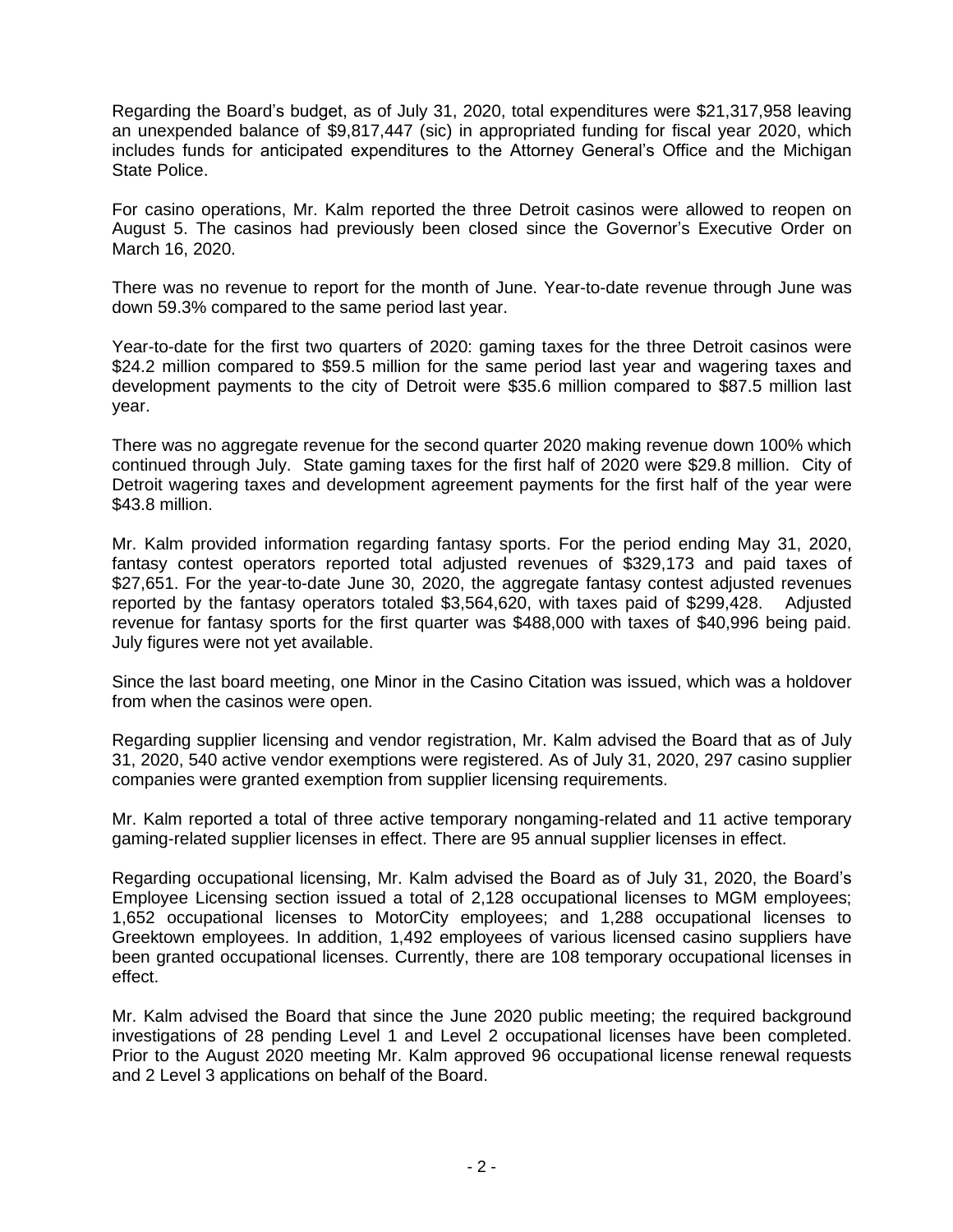Regarding the Board's budget, as of July 31, 2020, total expenditures were $21,317,958 leaving an unexpended balance of $9,817,447 (sic) in appropriated funding for fiscal year 2020, which includes funds for anticipated expenditures to the Attorney General's Office and the Michigan State Police.

For casino operations, Mr. Kalm reported the three Detroit casinos were allowed to reopen on August 5. The casinos had previously been closed since the Governor's Executive Order on March 16, 2020.

There was no revenue to report for the month of June. Year-to-date revenue through June was down 59.3% compared to the same period last year.

Year-to-date for the first two quarters of 2020: gaming taxes for the three Detroit casinos were $24.2 million compared to $59.5 million for the same period last year and wagering taxes and development payments to the city of Detroit were $35.6 million compared to $87.5 million last year.

There was no aggregate revenue for the second quarter 2020 making revenue down 100% which continued through July. State gaming taxes for the first half of 2020 were $29.8 million. City of Detroit wagering taxes and development agreement payments for the first half of the year were $43.8 million.

Mr. Kalm provided information regarding fantasy sports. For the period ending May 31, 2020, fantasy contest operators reported total adjusted revenues of $329,173 and paid taxes of $27,651. For the year-to-date June 30, 2020, the aggregate fantasy contest adjusted revenues reported by the fantasy operators totaled $3,564,620, with taxes paid of $299,428. Adjusted revenue for fantasy sports for the first quarter was $488,000 with taxes of $40,996 being paid. July figures were not yet available.

Since the last board meeting, one Minor in the Casino Citation was issued, which was a holdover from when the casinos were open.

Regarding supplier licensing and vendor registration, Mr. Kalm advised the Board that as of July 31, 2020, 540 active vendor exemptions were registered. As of July 31, 2020, 297 casino supplier companies were granted exemption from supplier licensing requirements.

Mr. Kalm reported a total of three active temporary nongaming-related and 11 active temporary gaming-related supplier licenses in effect. There are 95 annual supplier licenses in effect.

Regarding occupational licensing, Mr. Kalm advised the Board as of July 31, 2020, the Board's Employee Licensing section issued a total of 2,128 occupational licenses to MGM employees; 1,652 occupational licenses to MotorCity employees; and 1,288 occupational licenses to Greektown employees. In addition, 1,492 employees of various licensed casino suppliers have been granted occupational licenses. Currently, there are 108 temporary occupational licenses in effect.

Mr. Kalm advised the Board that since the June 2020 public meeting; the required background investigations of 28 pending Level 1 and Level 2 occupational licenses have been completed. Prior to the August 2020 meeting Mr. Kalm approved 96 occupational license renewal requests and 2 Level 3 applications on behalf of the Board.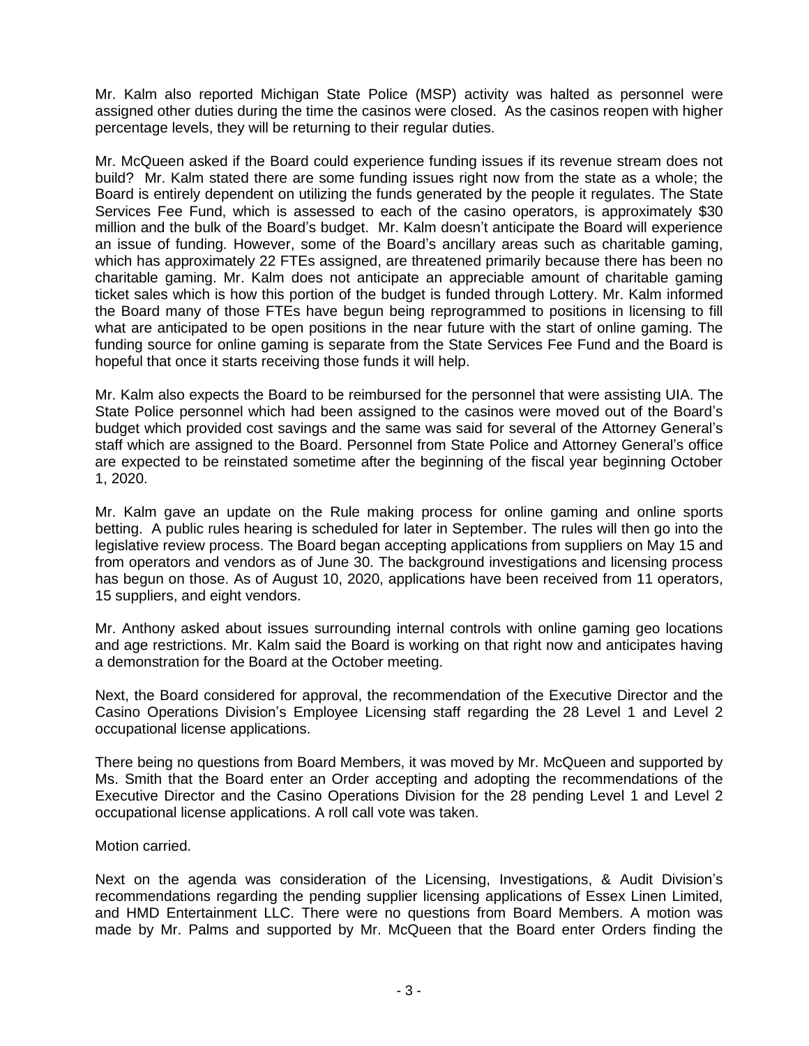Mr. Kalm also reported Michigan State Police (MSP) activity was halted as personnel were assigned other duties during the time the casinos were closed. As the casinos reopen with higher percentage levels, they will be returning to their regular duties.

Mr. McQueen asked if the Board could experience funding issues if its revenue stream does not build? Mr. Kalm stated there are some funding issues right now from the state as a whole; the Board is entirely dependent on utilizing the funds generated by the people it regulates. The State Services Fee Fund, which is assessed to each of the casino operators, is approximately $30 million and the bulk of the Board's budget. Mr. Kalm doesn't anticipate the Board will experience an issue of funding. However, some of the Board's ancillary areas such as charitable gaming, which has approximately 22 FTEs assigned, are threatened primarily because there has been no charitable gaming. Mr. Kalm does not anticipate an appreciable amount of charitable gaming ticket sales which is how this portion of the budget is funded through Lottery. Mr. Kalm informed the Board many of those FTEs have begun being reprogrammed to positions in licensing to fill what are anticipated to be open positions in the near future with the start of online gaming. The funding source for online gaming is separate from the State Services Fee Fund and the Board is hopeful that once it starts receiving those funds it will help.

Mr. Kalm also expects the Board to be reimbursed for the personnel that were assisting UIA. The State Police personnel which had been assigned to the casinos were moved out of the Board's budget which provided cost savings and the same was said for several of the Attorney General's staff which are assigned to the Board. Personnel from State Police and Attorney General's office are expected to be reinstated sometime after the beginning of the fiscal year beginning October 1, 2020.

Mr. Kalm gave an update on the Rule making process for online gaming and online sports betting. A public rules hearing is scheduled for later in September. The rules will then go into the legislative review process. The Board began accepting applications from suppliers on May 15 and from operators and vendors as of June 30. The background investigations and licensing process has begun on those. As of August 10, 2020, applications have been received from 11 operators, 15 suppliers, and eight vendors.

Mr. Anthony asked about issues surrounding internal controls with online gaming geo locations and age restrictions. Mr. Kalm said the Board is working on that right now and anticipates having a demonstration for the Board at the October meeting.

Next, the Board considered for approval, the recommendation of the Executive Director and the Casino Operations Division's Employee Licensing staff regarding the 28 Level 1 and Level 2 occupational license applications.

There being no questions from Board Members, it was moved by Mr. McQueen and supported by Ms. Smith that the Board enter an Order accepting and adopting the recommendations of the Executive Director and the Casino Operations Division for the 28 pending Level 1 and Level 2 occupational license applications. A roll call vote was taken.

Motion carried.

Next on the agenda was consideration of the Licensing, Investigations, & Audit Division's recommendations regarding the pending supplier licensing applications of Essex Linen Limited, and HMD Entertainment LLC. There were no questions from Board Members. A motion was made by Mr. Palms and supported by Mr. McQueen that the Board enter Orders finding the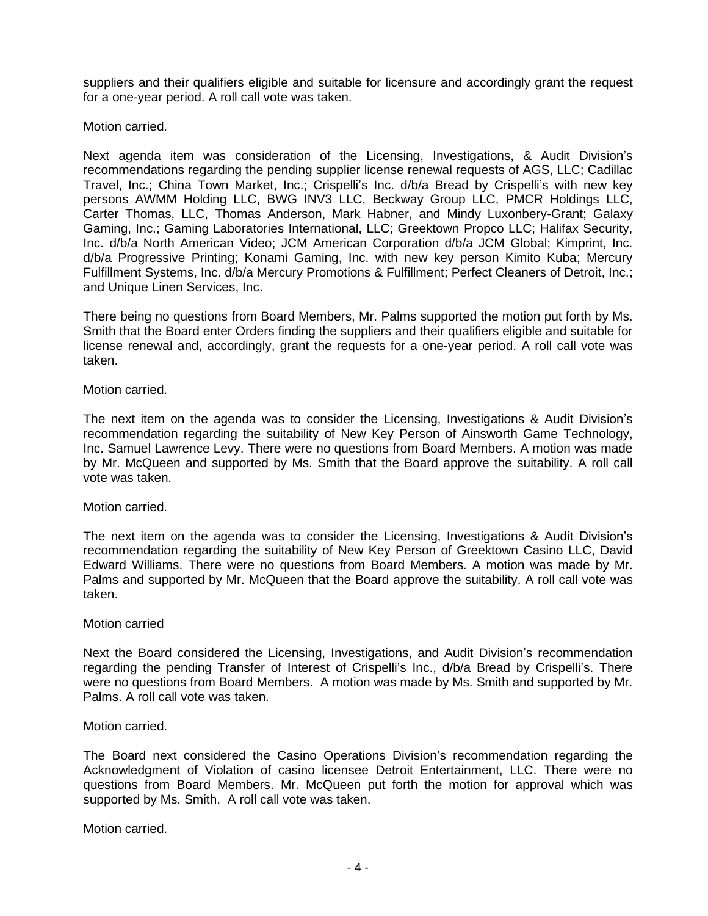suppliers and their qualifiers eligible and suitable for licensure and accordingly grant the request for a one-year period. A roll call vote was taken.

Motion carried.

Next agenda item was consideration of the Licensing, Investigations, & Audit Division's recommendations regarding the pending supplier license renewal requests of AGS, LLC; Cadillac Travel, Inc.; China Town Market, Inc.; Crispelli's Inc. d/b/a Bread by Crispelli's with new key persons AWMM Holding LLC, BWG INV3 LLC, Beckway Group LLC, PMCR Holdings LLC, Carter Thomas, LLC, Thomas Anderson, Mark Habner, and Mindy Luxonbery-Grant; Galaxy Gaming, Inc.; Gaming Laboratories International, LLC; Greektown Propco LLC; Halifax Security, Inc. d/b/a North American Video; JCM American Corporation d/b/a JCM Global; Kimprint, Inc. d/b/a Progressive Printing; Konami Gaming, Inc. with new key person Kimito Kuba; Mercury Fulfillment Systems, Inc. d/b/a Mercury Promotions & Fulfillment; Perfect Cleaners of Detroit, Inc.; and Unique Linen Services, Inc.

There being no questions from Board Members, Mr. Palms supported the motion put forth by Ms. Smith that the Board enter Orders finding the suppliers and their qualifiers eligible and suitable for license renewal and, accordingly, grant the requests for a one-year period. A roll call vote was taken.

Motion carried.

The next item on the agenda was to consider the Licensing, Investigations & Audit Division's recommendation regarding the suitability of New Key Person of Ainsworth Game Technology, Inc. Samuel Lawrence Levy. There were no questions from Board Members. A motion was made by Mr. McQueen and supported by Ms. Smith that the Board approve the suitability. A roll call vote was taken.

Motion carried.

The next item on the agenda was to consider the Licensing, Investigations & Audit Division's recommendation regarding the suitability of New Key Person of Greektown Casino LLC, David Edward Williams. There were no questions from Board Members. A motion was made by Mr. Palms and supported by Mr. McQueen that the Board approve the suitability. A roll call vote was taken.

Motion carried

Next the Board considered the Licensing, Investigations, and Audit Division's recommendation regarding the pending Transfer of Interest of Crispelli's Inc., d/b/a Bread by Crispelli's. There were no questions from Board Members. A motion was made by Ms. Smith and supported by Mr. Palms. A roll call vote was taken.

Motion carried.

The Board next considered the Casino Operations Division's recommendation regarding the Acknowledgment of Violation of casino licensee Detroit Entertainment, LLC. There were no questions from Board Members. Mr. McQueen put forth the motion for approval which was supported by Ms. Smith. A roll call vote was taken.

Motion carried.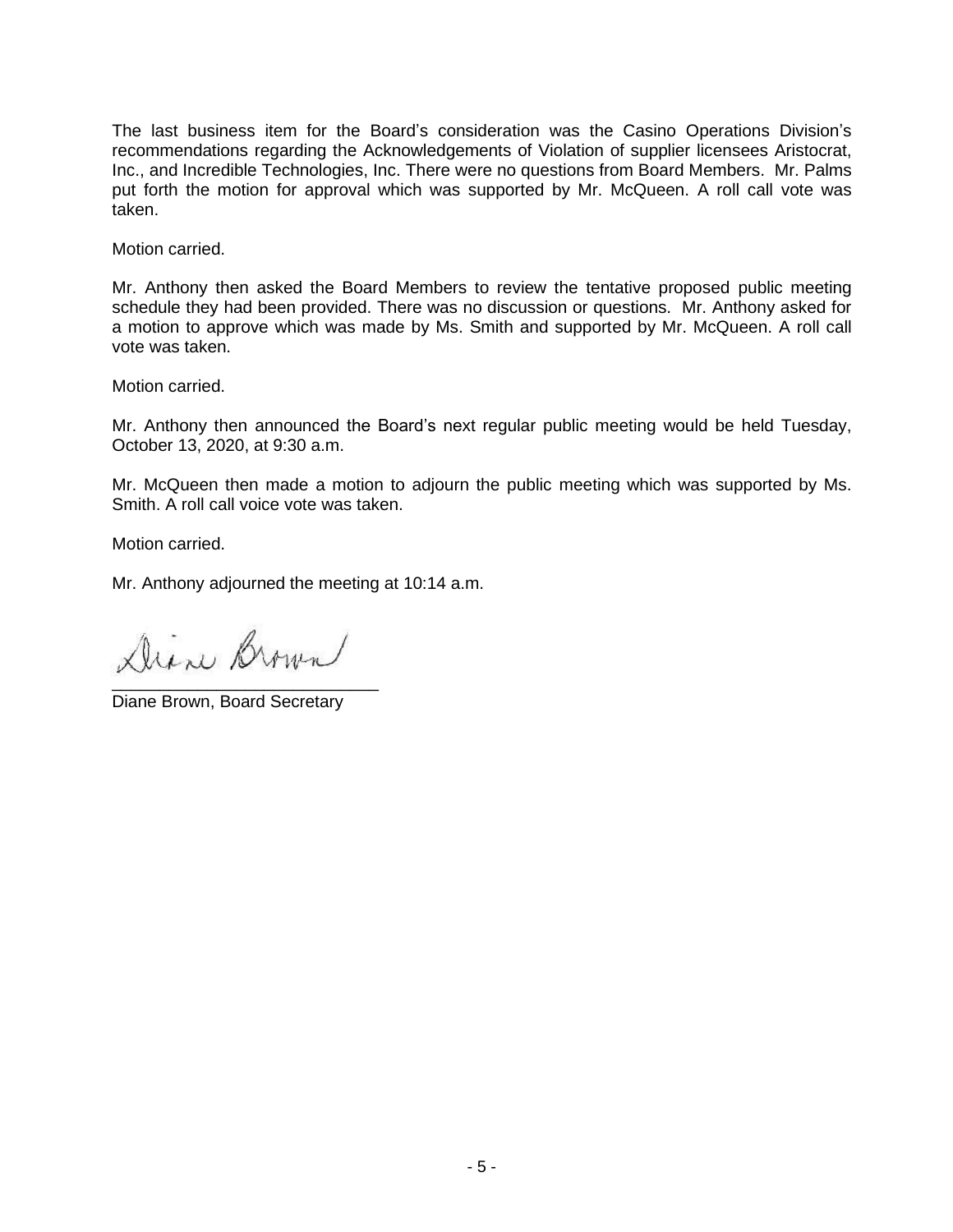The last business item for the Board's consideration was the Casino Operations Division's recommendations regarding the Acknowledgements of Violation of supplier licensees Aristocrat, Inc., and Incredible Technologies, Inc. There were no questions from Board Members. Mr. Palms put forth the motion for approval which was supported by Mr. McQueen. A roll call vote was taken.

Motion carried.

Mr. Anthony then asked the Board Members to review the tentative proposed public meeting schedule they had been provided. There was no discussion or questions. Mr. Anthony asked for a motion to approve which was made by Ms. Smith and supported by Mr. McQueen. A roll call vote was taken.

Motion carried.

Mr. Anthony then announced the Board's next regular public meeting would be held Tuesday, October 13, 2020, at 9:30 a.m.

Mr. McQueen then made a motion to adjourn the public meeting which was supported by Ms. Smith. A roll call voice vote was taken.

Motion carried.

Mr. Anthony adjourned the meeting at 10:14 a.m.

Diane Brown

___________________________

Diane Brown, Board Secretary